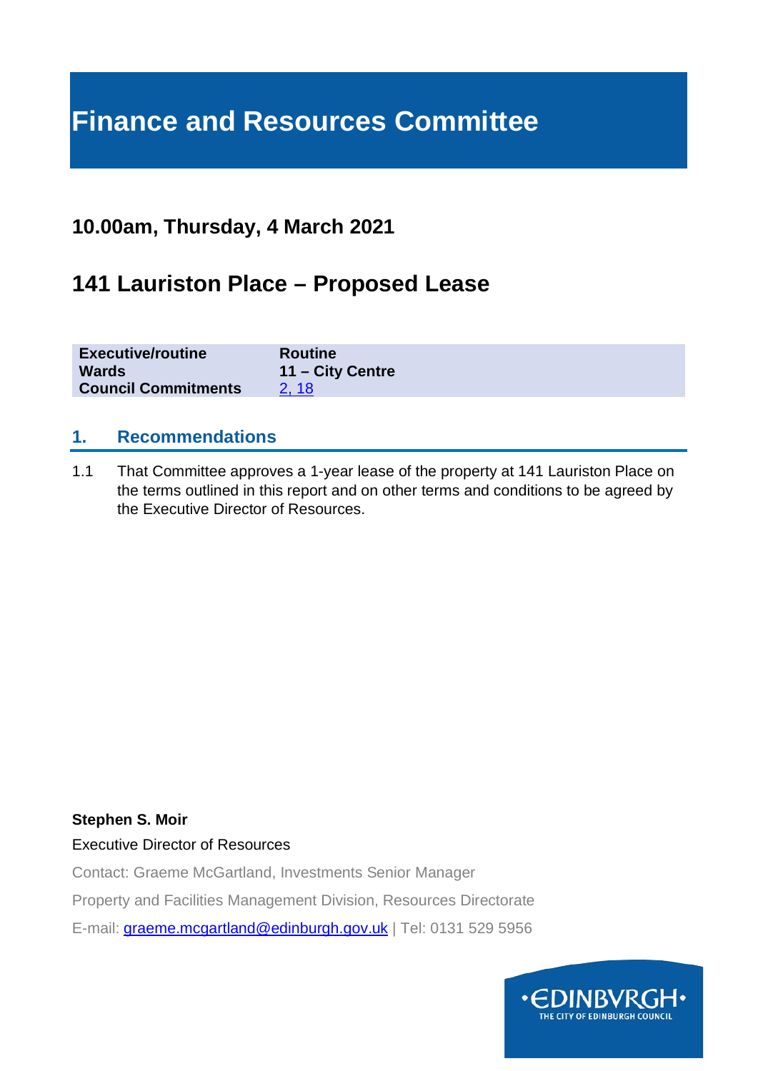# Finance and Resources Committee

## 10.00am, Thursday, 4 March 2021

## 141 Lauriston Place – Proposed Lease

| | |
|---|---|
| **Executive/routine** | **Routine** |
| **Wards** | **11 – City Centre** |
| **Council Commitments** | 2, 18 |

### 1. Recommendations

1.1 That Committee approves a 1-year lease of the property at 141 Lauriston Place on the terms outlined in this report and on other terms and conditions to be agreed by the Executive Director of Resources.

**Stephen S. Moir**

Executive Director of Resources

Contact: Graeme McGartland, Investments Senior Manager

Property and Facilities Management Division, Resources Directorate

E-mail: graeme.mcgartland@edinburgh.gov.uk | Tel: 0131 529 5956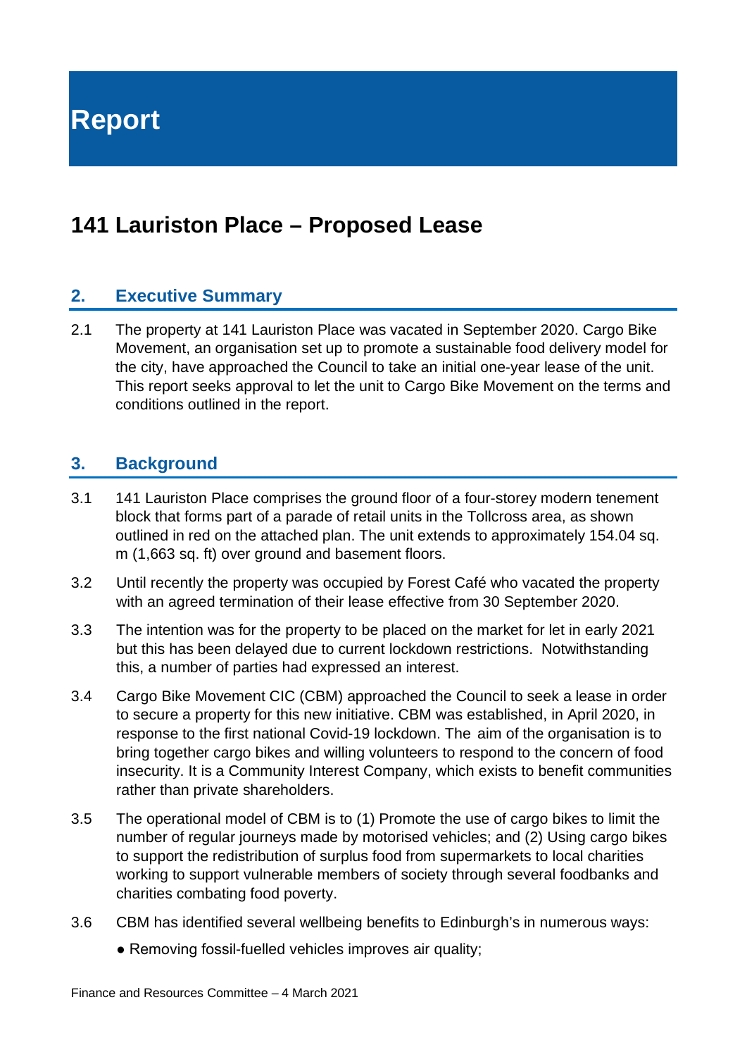# Report

# 141 Lauriston Place – Proposed Lease

## 2. Executive Summary

2.1 The property at 141 Lauriston Place was vacated in September 2020. Cargo Bike Movement, an organisation set up to promote a sustainable food delivery model for the city, have approached the Council to take an initial one-year lease of the unit. This report seeks approval to let the unit to Cargo Bike Movement on the terms and conditions outlined in the report.

## 3. Background

3.1 141 Lauriston Place comprises the ground floor of a four-storey modern tenement block that forms part of a parade of retail units in the Tollcross area, as shown outlined in red on the attached plan. The unit extends to approximately 154.04 sq. m (1,663 sq. ft) over ground and basement floors.

3.2 Until recently the property was occupied by Forest Café who vacated the property with an agreed termination of their lease effective from 30 September 2020.

3.3 The intention was for the property to be placed on the market for let in early 2021 but this has been delayed due to current lockdown restrictions. Notwithstanding this, a number of parties had expressed an interest.

3.4 Cargo Bike Movement CIC (CBM) approached the Council to seek a lease in order to secure a property for this new initiative. CBM was established, in April 2020, in response to the first national Covid-19 lockdown. The aim of the organisation is to bring together cargo bikes and willing volunteers to respond to the concern of food insecurity. It is a Community Interest Company, which exists to benefit communities rather than private shareholders.

3.5 The operational model of CBM is to (1) Promote the use of cargo bikes to limit the number of regular journeys made by motorised vehicles; and (2) Using cargo bikes to support the redistribution of surplus food from supermarkets to local charities working to support vulnerable members of society through several foodbanks and charities combating food poverty.

3.6 CBM has identified several wellbeing benefits to Edinburgh's in numerous ways:

- Removing fossil-fuelled vehicles improves air quality;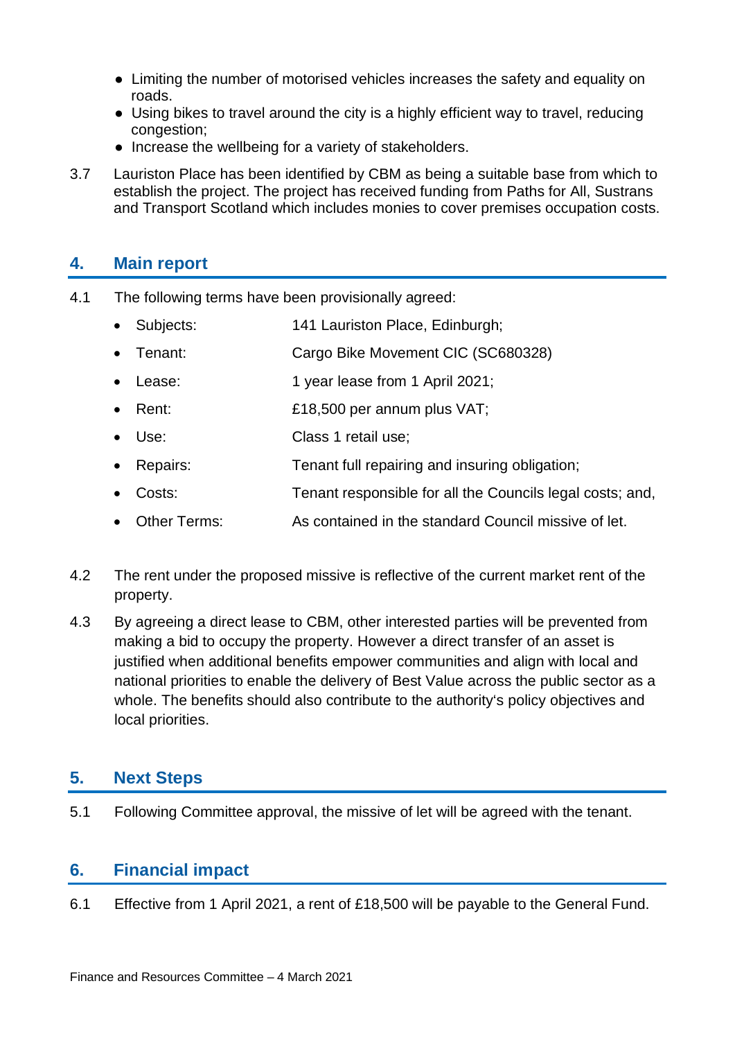- Limiting the number of motorised vehicles increases the safety and equality on roads.
- Using bikes to travel around the city is a highly efficient way to travel, reducing congestion;
- Increase the wellbeing for a variety of stakeholders.

3.7 Lauriston Place has been identified by CBM as being a suitable base from which to establish the project. The project has received funding from Paths for All, Sustrans and Transport Scotland which includes monies to cover premises occupation costs.

## 4. Main report

4.1 The following terms have been provisionally agreed:

- Subjects: 141 Lauriston Place, Edinburgh;
- Tenant: Cargo Bike Movement CIC (SC680328)
- Lease: 1 year lease from 1 April 2021;
- Rent: £18,500 per annum plus VAT;
- Use: Class 1 retail use;
- Repairs: Tenant full repairing and insuring obligation;
- Costs: Tenant responsible for all the Councils legal costs; and,
- Other Terms: As contained in the standard Council missive of let.

4.2 The rent under the proposed missive is reflective of the current market rent of the property.

4.3 By agreeing a direct lease to CBM, other interested parties will be prevented from making a bid to occupy the property. However a direct transfer of an asset is justified when additional benefits empower communities and align with local and national priorities to enable the delivery of Best Value across the public sector as a whole. The benefits should also contribute to the authority's policy objectives and local priorities.

## 5. Next Steps

5.1 Following Committee approval, the missive of let will be agreed with the tenant.

## 6. Financial impact

6.1 Effective from 1 April 2021, a rent of £18,500 will be payable to the General Fund.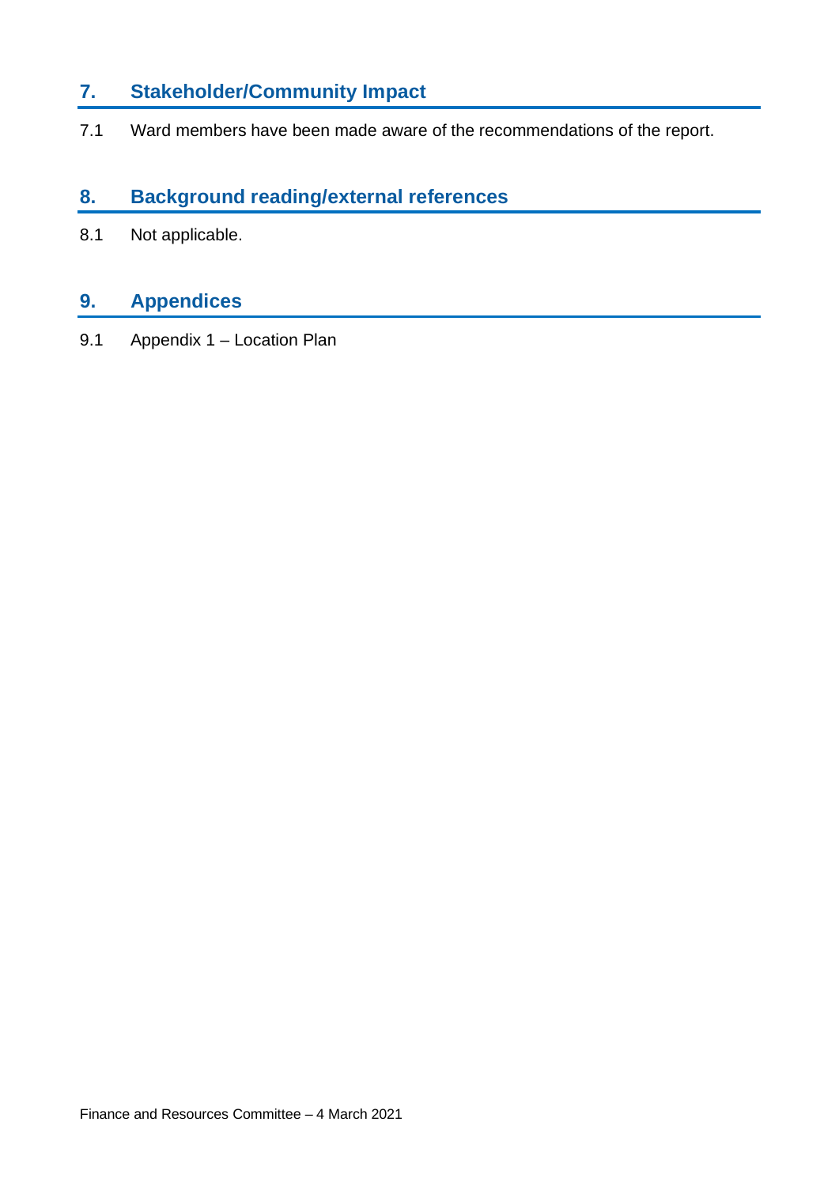## 7. Stakeholder/Community Impact

7.1 Ward members have been made aware of the recommendations of the report.

## 8. Background reading/external references

8.1 Not applicable.

## 9. Appendices

9.1 Appendix 1 – Location Plan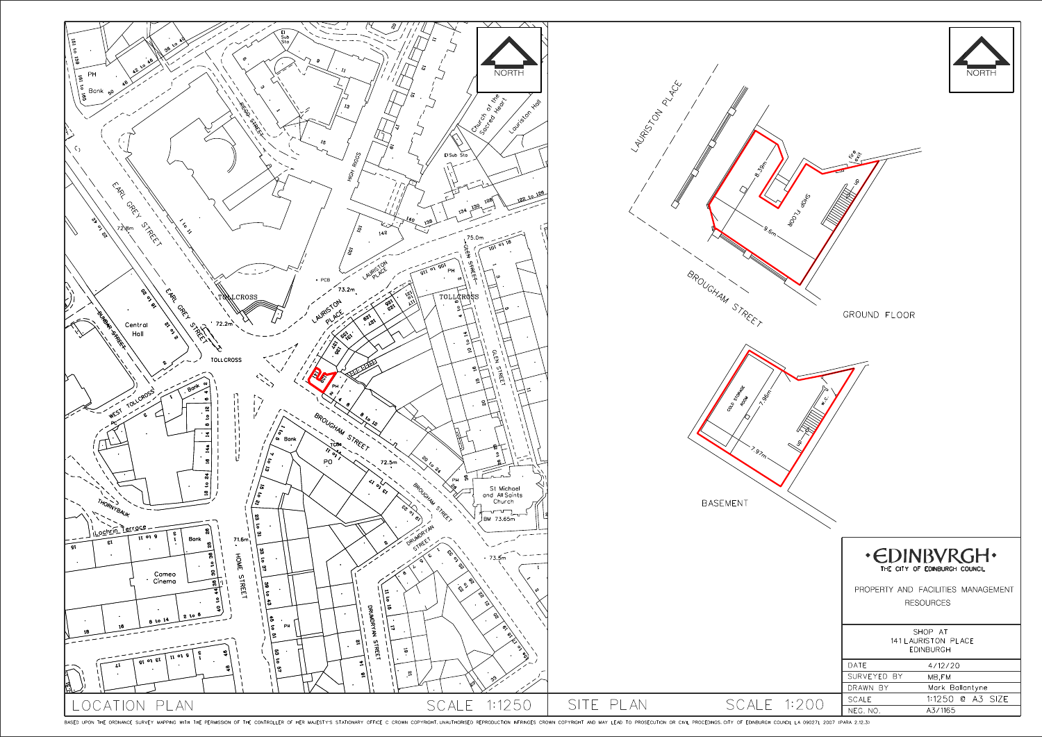LOCATION PLAN SCALE 1:1250

SITE PLAN SCALE 1:200

GROUND FLOOR

BASEMENT

NORTH

·EDINBVRGH·
THE CITY OF EDINBURGH COUNCIL

PROPERTY AND FACILITIES MANAGEMENT
RESOURCES

SHOP AT
141 LAURISTON PLACE
EDINBURGH

| | |
|---|---|
| DATE | 4/12/20 |
| SURVEYED BY | MB,FM |
| DRAWN BY | Mark Ballantyne |
| SCALE | 1:1250 @ A3 SIZE |
| NEG. NO. | A3/1165 |

BASED UPON THE ORDNANCE SURVEY MAPPING WITH THE PERMISSION OF THE CONTROLLER OF HER MAJESTY'S STATIONARY OFFICE C CROWN COPYRIGHT. UNAUTHORISED REPRODUCTION INFRINGES CROWN COPYRIGHT AND MAY LEAD TO PROSECUTION OR CIVIL PROCEEDINGS. CITY OF EDINBURGH COUNCIL LA 09027L 2007 (PARA 2.12.3)